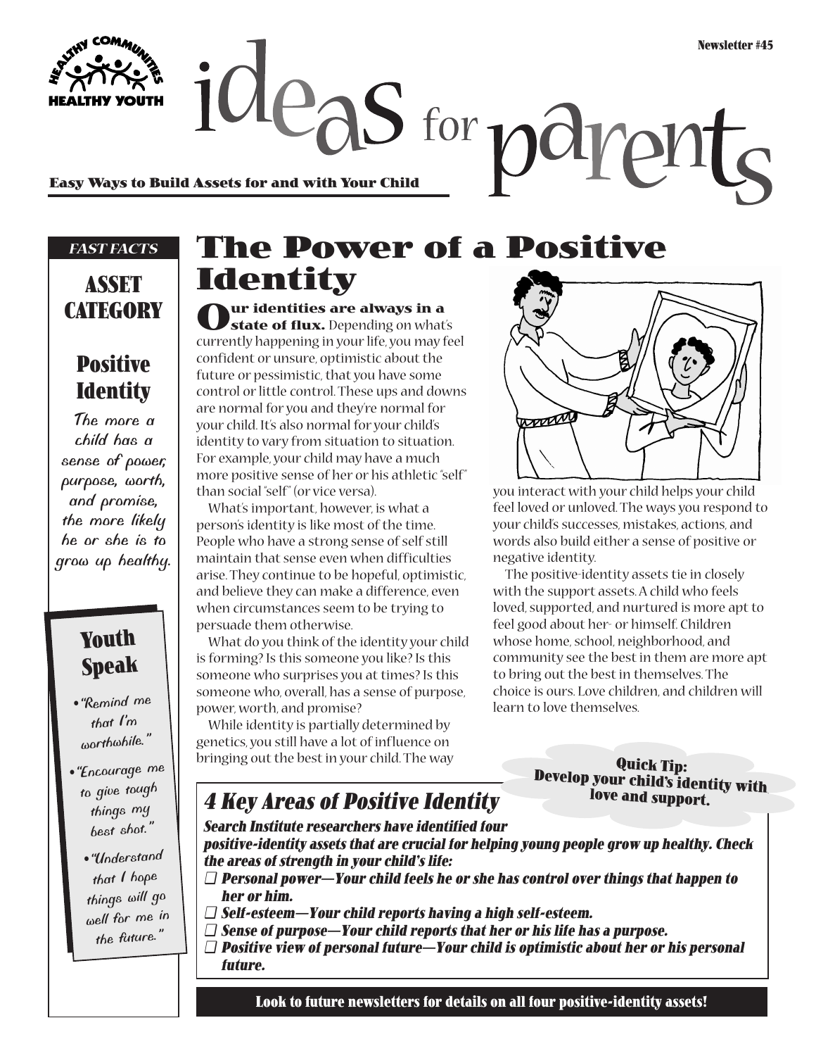Newsletter #45

# ideas for parents

**Easy Ways to Build Assets for and with Your Child**

*FAST FACTS*

## ASSET CATEGORY

### Positive Identity

*The more a child has a sense of power, purpose, worth, and promise, the more likely he or she is to grow up healthy.*

### Youth Speak

- *"Remind me that I'm worthwhile."*
- *"Encourage me to give tough things my best shot."*
- *"Understand that I hope things will go well for me in the future."*

# The Power of a Positive Identity

**Our identities are always in a state of flux.** Depending on what's currently happening in your life, you may feel confident or unsure, optimistic about the future or pessimistic, that you have some control or little control. These ups and downs are normal for you and they're normal for your child. It's also normal for your child's identity to vary from situation to situation. For example, your child may have a much more positive sense of her or his athletic "self" than social "self" (or vice versa).

What's important, however, is what a person's identity is like most of the time. People who have a strong sense of self still maintain that sense even when difficulties arise. They continue to be hopeful, optimistic, and believe they can make a difference, even when circumstances seem to be trying to persuade them otherwise.

What do you think of the identity your child is forming? Is this someone you like? Is this someone who surprises you at times? Is this someone who, overall, has a sense of purpose, power, worth, and promise?

While identity is partially determined by genetics, you still have a lot of influence on bringing out the best in your child. The way you interact with your child helps your child feel loved or unloved. The ways you respond to your child's successes, mistakes, actions, and words also build either a sense of positive or negative identity.

The positive-identity assets tie in closely with the support assets. A child who feels loved, supported, and nurtured is more apt to feel good about her- or himself. Children whose home, school, neighborhood, and community see the best in them are more apt to bring out the best in themselves. The choice is ours. Love children, and children will learn to love themselves.

**Quick Tip: Develop your child's identity with love and support.**

## *4 Key Areas of Positive Identity*

***Search Institute researchers have identified four positive-identity assets that are crucial for helping young people grow up healthy. Check the areas of strength in your child's life:***

- ❑ ***Personal power—Your child feels he or she has control over things that happen to her or him.***
- ❑ ***Self-esteem—Your child reports having a high self-esteem.***
- ❑ ***Sense of purpose—Your child reports that her or his life has a purpose.***
- ❑ ***Positive view of personal future—Your child is optimistic about her or his personal future.***

**Look to future newsletters for details on all four positive-identity assets!**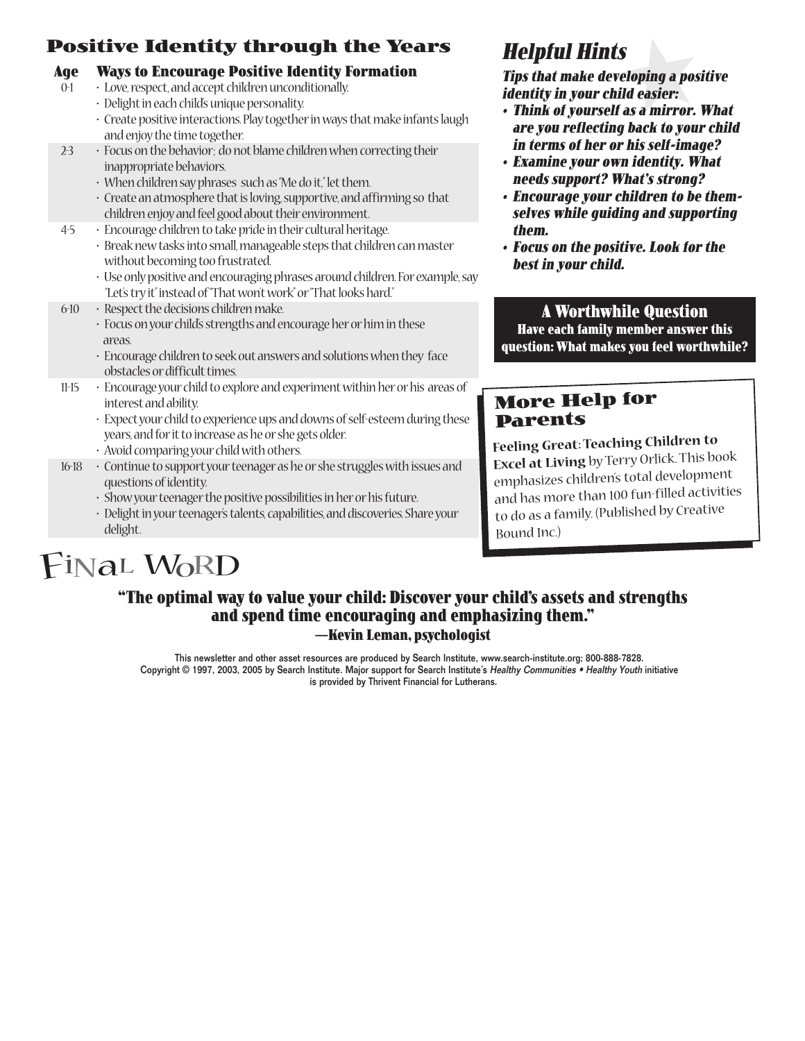## Positive Identity through the Years

| Age | Ways to Encourage Positive Identity Formation |
|---|---|
| 0-1 | · Love, respect, and accept children unconditionally.<br>· Delight in each child's unique personality.<br>· Create positive interactions. Play together in ways that make infants laugh and enjoy the time together. |
| 2-3 | · Focus on the behavior; do not blame children when correcting their inappropriate behaviors.<br>· When children say phrases such as "Me do it," let them.<br>· Create an atmosphere that is loving, supportive, and affirming so that children enjoy and feel good about their environment. |
| 4-5 | · Encourage children to take pride in their cultural heritage.<br>· Break new tasks into small, manageable steps that children can master without becoming too frustrated.<br>· Use only positive and encouraging phrases around children. For example, say "Let's try it" instead of "That won't work" or "That looks hard." |
| 6-10 | · Respect the decisions children make.<br>· Focus on your child's strengths and encourage her or him in these areas.<br>· Encourage children to seek out answers and solutions when they face obstacles or difficult times. |
| 11-15 | · Encourage your child to explore and experiment within her or his areas of interest and ability.<br>· Expect your child to experience ups and downs of self-esteem during these years, and for it to increase as he or she gets older.<br>· Avoid comparing your child with others. |
| 16-18 | · Continue to support your teenager as he or she struggles with issues and questions of identity.<br>· Show your teenager the positive possibilities in her or his future.<br>· Delight in your teenager's talents, capabilities, and discoveries. Share your delight. |

## Helpful Hints

***Tips that make developing a positive identity in your child easier:***

- ***Think of yourself as a mirror. What are you reflecting back to your child in terms of her or his self-image?***
- ***Examine your own identity. What needs support? What's strong?***
- ***Encourage your children to be themselves while guiding and supporting them.***
- ***Focus on the positive. Look for the best in your child.***

### A Worthwhile Question

**Have each family member answer this question: What makes you feel worthwhile?**

## More Help for Parents

**Feeling Great: Teaching Children to Excel at Living** by Terry Orlick. This book emphasizes children's total development and has more than 100 fun-filled activities to do as a family. (Published by Creative Bound Inc.)

## Final Word

**"The optimal way to value your child: Discover your child's assets and strengths and spend time encouraging and emphasizing them."**
**—Kevin Leman, psychologist**

This newsletter and other asset resources are produced by Search Institute, www.search-institute.org; 800-888-7828. Copyright © 1997, 2003, 2005 by Search Institute. Major support for Search Institute's *Healthy Communities • Healthy Youth* initiative is provided by Thrivent Financial for Lutherans.